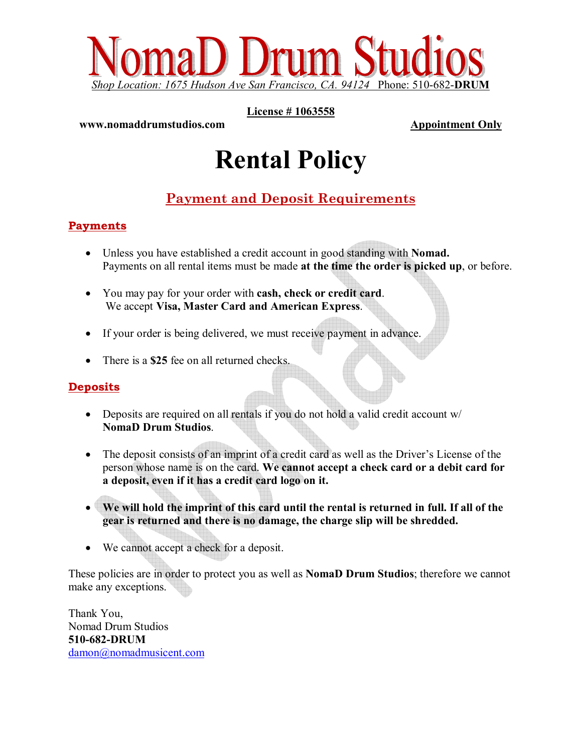# NomaD Drum Studios

*Shop Location: 1675 Hudson Ave San Francisco, CA. 94124* Phone: 510-682-**DRUM**

**License # 1063558**

**www.nomaddrumstudios.com** **Appointment Only**

# Rental Policy

## Payment and Deposit Requirements

### Payments

- Unless you have established a credit account in good standing with **Nomad.** Payments on all rental items must be made **at the time the order is picked up**, or before.
- You may pay for your order with **cash, check or credit card**. We accept **Visa, Master Card and American Express**.
- If your order is being delivered, we must receive payment in advance.
- There is a **$25** fee on all returned checks.

### Deposits

- Deposits are required on all rentals if you do not hold a valid credit account w/ **NomaD Drum Studios**.
- The deposit consists of an imprint of a credit card as well as the Driver's License of the person whose name is on the card. **We cannot accept a check card or a debit card for a deposit, even if it has a credit card logo on it.**
- **We will hold the imprint of this card until the rental is returned in full. If all of the gear is returned and there is no damage, the charge slip will be shredded.**
- We cannot accept a check for a deposit.

These policies are in order to protect you as well as **NomaD Drum Studios**; therefore we cannot make any exceptions.

Thank You,
Nomad Drum Studios
**510-682-DRUM**
damon@nomadmusicent.com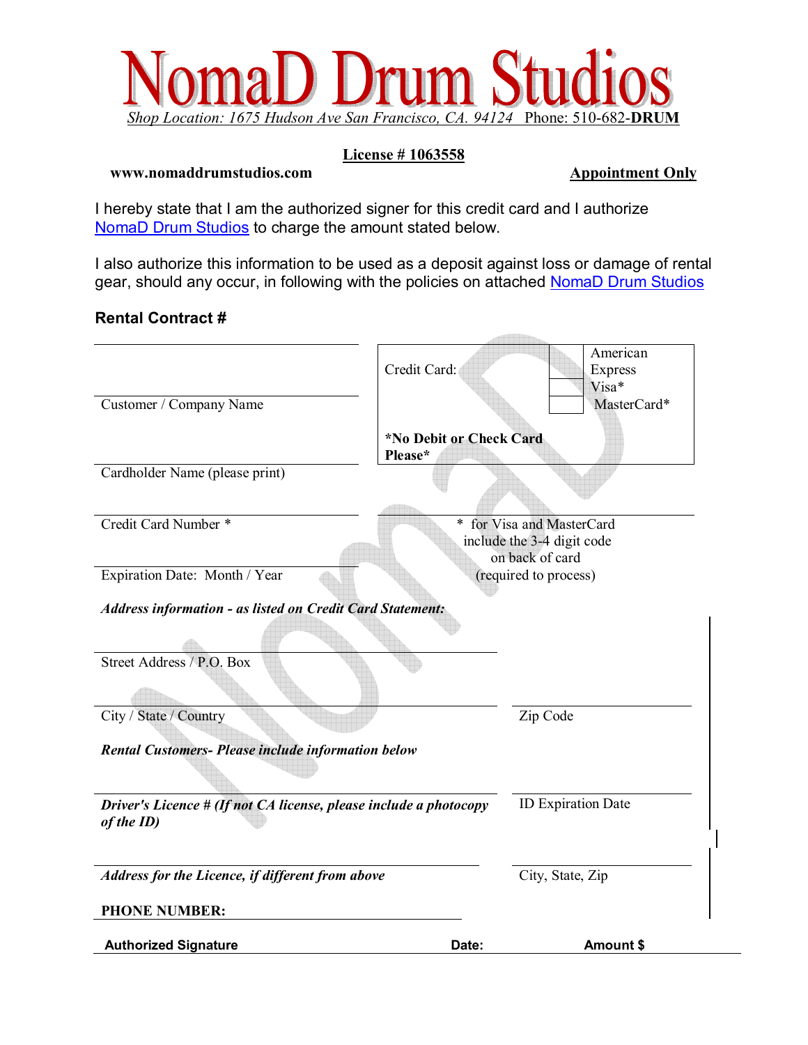# NomaD Drum Studios

*Shop Location: 1675 Hudson Ave San Francisco, CA. 94124* Phone: 510-682-**DRUM**

**License # 1063558**

**www.nomaddrumstudios.com** **Appointment Only**

I hereby state that I am the authorized signer for this credit card and I authorize NomaD Drum Studios to charge the amount stated below.

I also authorize this information to be used as a deposit against loss or damage of rental gear, should any occur, in following with the policies on attached NomaD Drum Studios

**Rental Contract #**

Customer / Company Name

Credit Card:
- American Express
- Visa*
- MasterCard*

***No Debit or Check Card Please***

Cardholder Name (please print)

Credit Card Number *

\* for Visa and MasterCard include the 3-4 digit code on back of card (required to process)

Expiration Date: Month / Year

***Address information - as listed on Credit Card Statement:***

Street Address / P.O. Box

City / State / Country

Zip Code

***Rental Customers- Please include information below***

***Driver's Licence # (If not CA license, please include a photocopy of the ID)***

ID Expiration Date

***Address for the Licence, if different from above***

City, State, Zip

**PHONE NUMBER:**

**Authorized Signature** **Date:** **Amount $**